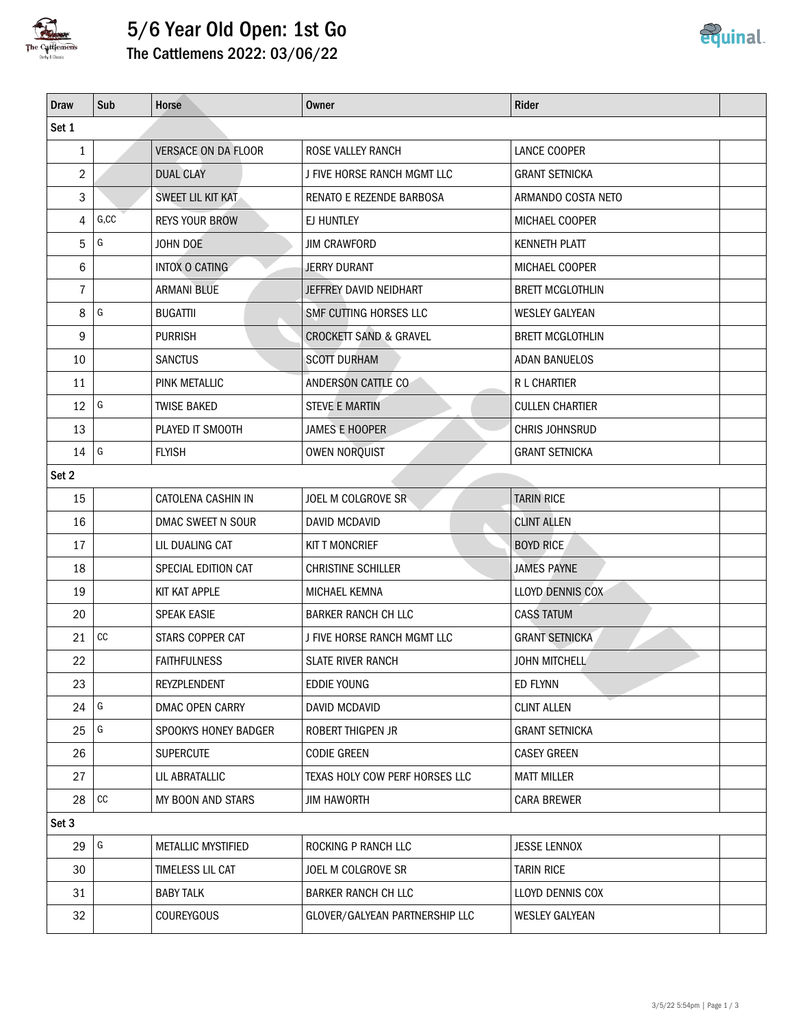# 5/6 Year Old Open: 1st Go

## The Cattlemens 2022: 03/06/22

| Draw | Sub | Horse | Owner | Rider | |
|---|---|---|---|---|---|
| Set 1 | | | | | |
| 1 | | VERSACE ON DA FLOOR | ROSE VALLEY RANCH | LANCE COOPER | |
| 2 | | DUAL CLAY | J FIVE HORSE RANCH MGMT LLC | GRANT SETNICKA | |
| 3 | | SWEET LIL KIT KAT | RENATO E REZENDE BARBOSA | ARMANDO COSTA NETO | |
| 4 | G,CC | REYS YOUR BROW | EJ HUNTLEY | MICHAEL COOPER | |
| 5 | G | JOHN DOE | JIM CRAWFORD | KENNETH PLATT | |
| 6 | | INTOX O CATING | JERRY DURANT | MICHAEL COOPER | |
| 7 | | ARMANI BLUE | JEFFREY DAVID NEIDHART | BRETT MCGLOTHLIN | |
| 8 | G | BUGATTII | SMF CUTTING HORSES LLC | WESLEY GALYEAN | |
| 9 | | PURRISH | CROCKETT SAND & GRAVEL | BRETT MCGLOTHLIN | |
| 10 | | SANCTUS | SCOTT DURHAM | ADAN BANUELOS | |
| 11 | | PINK METALLIC | ANDERSON CATTLE CO | R L CHARTIER | |
| 12 | G | TWISE BAKED | STEVE E MARTIN | CULLEN CHARTIER | |
| 13 | | PLAYED IT SMOOTH | JAMES E HOOPER | CHRIS JOHNSRUD | |
| 14 | G | FLYISH | OWEN NORQUIST | GRANT SETNICKA | |
| Set 2 | | | | | |
| 15 | | CATOLENA CASHIN IN | JOEL M COLGROVE SR | TARIN RICE | |
| 16 | | DMAC SWEET N SOUR | DAVID MCDAVID | CLINT ALLEN | |
| 17 | | LIL DUALING CAT | KIT T MONCRIEF | BOYD RICE | |
| 18 | | SPECIAL EDITION CAT | CHRISTINE SCHILLER | JAMES PAYNE | |
| 19 | | KIT KAT APPLE | MICHAEL KEMNA | LLOYD DENNIS COX | |
| 20 | | SPEAK EASIE | BARKER RANCH CH LLC | CASS TATUM | |
| 21 | CC | STARS COPPER CAT | J FIVE HORSE RANCH MGMT LLC | GRANT SETNICKA | |
| 22 | | FAITHFULNESS | SLATE RIVER RANCH | JOHN MITCHELL | |
| 23 | | REYZPLENDENT | EDDIE YOUNG | ED FLYNN | |
| 24 | G | DMAC OPEN CARRY | DAVID MCDAVID | CLINT ALLEN | |
| 25 | G | SPOOKYS HONEY BADGER | ROBERT THIGPEN JR | GRANT SETNICKA | |
| 26 | | SUPERCUTE | CODIE GREEN | CASEY GREEN | |
| 27 | | LIL ABRATALLIC | TEXAS HOLY COW PERF HORSES LLC | MATT MILLER | |
| 28 | CC | MY BOON AND STARS | JIM HAWORTH | CARA BREWER | |
| Set 3 | | | | | |
| 29 | G | METALLIC MYSTIFIED | ROCKING P RANCH LLC | JESSE LENNOX | |
| 30 | | TIMELESS LIL CAT | JOEL M COLGROVE SR | TARIN RICE | |
| 31 | | BABY TALK | BARKER RANCH CH LLC | LLOYD DENNIS COX | |
| 32 | | COUREYGOUS | GLOVER/GALYEAN PARTNERSHIP LLC | WESLEY GALYEAN | |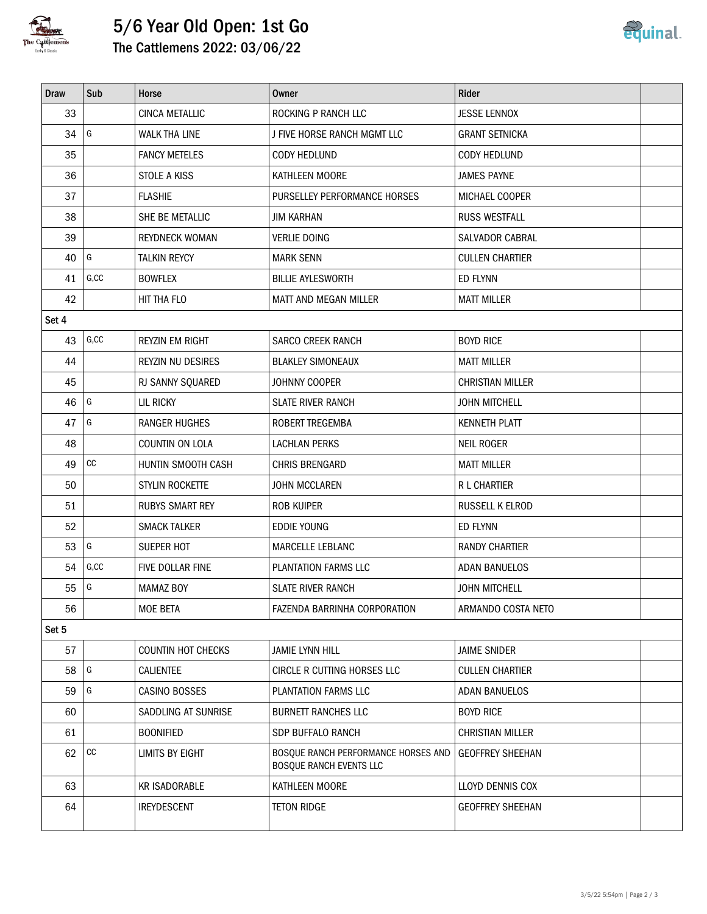# 5/6 Year Old Open: 1st Go

## The Cattlemens 2022: 03/06/22

| Draw | Sub | Horse | Owner | Rider | |
|---|---|---|---|---|---|
| 33 | | CINCA METALLIC | ROCKING P RANCH LLC | JESSE LENNOX | |
| 34 | G | WALK THA LINE | J FIVE HORSE RANCH MGMT LLC | GRANT SETNICKA | |
| 35 | | FANCY METELES | CODY HEDLUND | CODY HEDLUND | |
| 36 | | STOLE A KISS | KATHLEEN MOORE | JAMES PAYNE | |
| 37 | | FLASHIE | PURSELLEY PERFORMANCE HORSES | MICHAEL COOPER | |
| 38 | | SHE BE METALLIC | JIM KARHAN | RUSS WESTFALL | |
| 39 | | REYDNECK WOMAN | VERLIE DOING | SALVADOR CABRAL | |
| 40 | G | TALKIN REYCY | MARK SENN | CULLEN CHARTIER | |
| 41 | G,CC | BOWFLEX | BILLIE AYLESWORTH | ED FLYNN | |
| 42 | | HIT THA FLO | MATT AND MEGAN MILLER | MATT MILLER | |
| Set 4 | | | | | |
| 43 | G,CC | REYZIN EM RIGHT | SARCO CREEK RANCH | BOYD RICE | |
| 44 | | REYZIN NU DESIRES | BLAKLEY SIMONEAUX | MATT MILLER | |
| 45 | | RJ SANNY SQUARED | JOHNNY COOPER | CHRISTIAN MILLER | |
| 46 | G | LIL RICKY | SLATE RIVER RANCH | JOHN MITCHELL | |
| 47 | G | RANGER HUGHES | ROBERT TREGEMBA | KENNETH PLATT | |
| 48 | | COUNTIN ON LOLA | LACHLAN PERKS | NEIL ROGER | |
| 49 | CC | HUNTIN SMOOTH CASH | CHRIS BRENGARD | MATT MILLER | |
| 50 | | STYLIN ROCKETTE | JOHN MCCLAREN | R L CHARTIER | |
| 51 | | RUBYS SMART REY | ROB KUIPER | RUSSELL K ELROD | |
| 52 | | SMACK TALKER | EDDIE YOUNG | ED FLYNN | |
| 53 | G | SUEPER HOT | MARCELLE LEBLANC | RANDY CHARTIER | |
| 54 | G,CC | FIVE DOLLAR FINE | PLANTATION FARMS LLC | ADAN BANUELOS | |
| 55 | G | MAMAZ BOY | SLATE RIVER RANCH | JOHN MITCHELL | |
| 56 | | MOE BETA | FAZENDA BARRINHA CORPORATION | ARMANDO COSTA NETO | |
| Set 5 | | | | | |
| 57 | | COUNTIN HOT CHECKS | JAMIE LYNN HILL | JAIME SNIDER | |
| 58 | G | CALIENTEE | CIRCLE R CUTTING HORSES LLC | CULLEN CHARTIER | |
| 59 | G | CASINO BOSSES | PLANTATION FARMS LLC | ADAN BANUELOS | |
| 60 | | SADDLING AT SUNRISE | BURNETT RANCHES LLC | BOYD RICE | |
| 61 | | BOONIFIED | SDP BUFFALO RANCH | CHRISTIAN MILLER | |
| 62 | CC | LIMITS BY EIGHT | BOSQUE RANCH PERFORMANCE HORSES AND BOSQUE RANCH EVENTS LLC | GEOFFREY SHEEHAN | |
| 63 | | KR ISADORABLE | KATHLEEN MOORE | LLOYD DENNIS COX | |
| 64 | | IREYDESCENT | TETON RIDGE | GEOFFREY SHEEHAN | |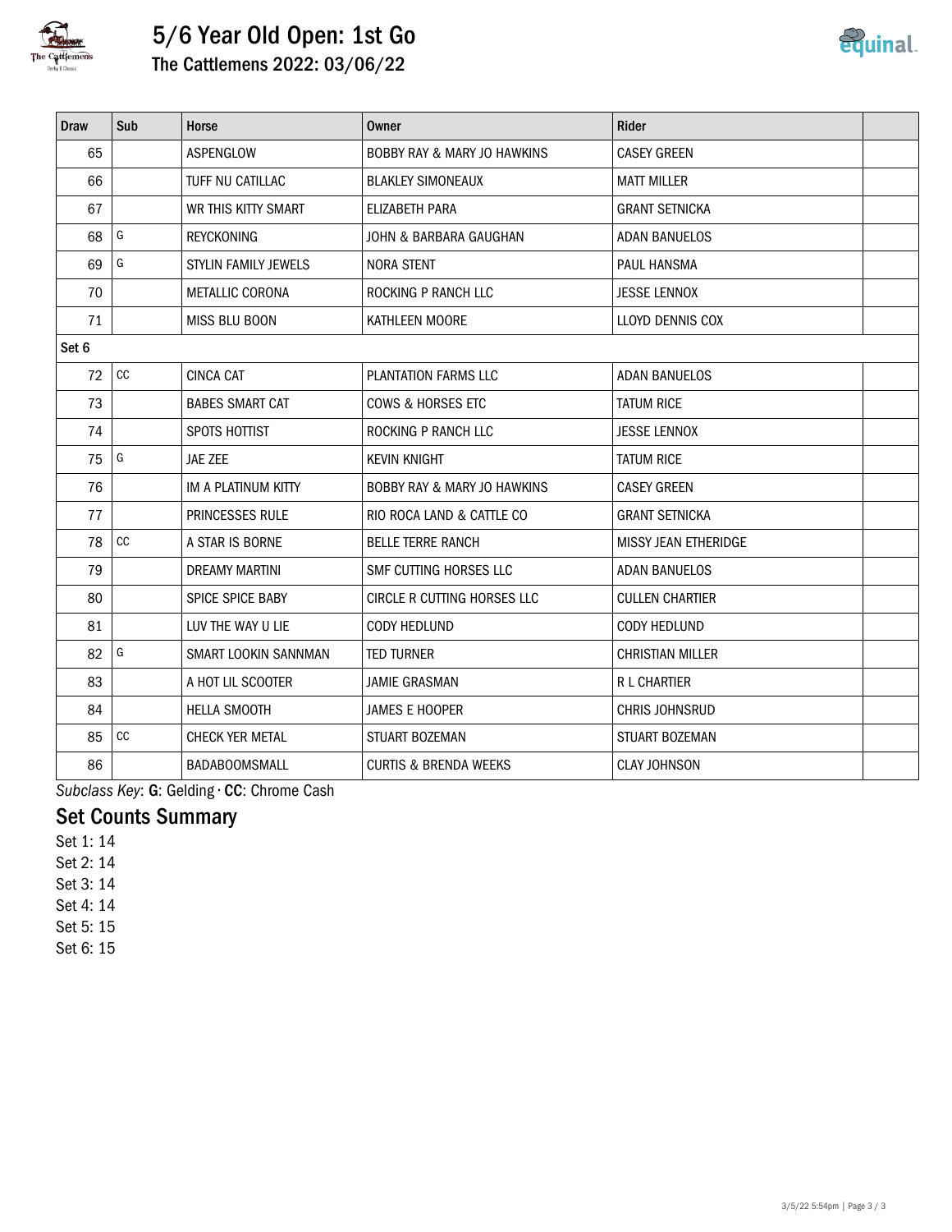# 5/6 Year Old Open: 1st Go

## The Cattlemens 2022: 03/06/22

| Draw | Sub | Horse | Owner | Rider | |
|---|---|---|---|---|---|
| 65 | | ASPENGLOW | BOBBY RAY & MARY JO HAWKINS | CASEY GREEN | |
| 66 | | TUFF NU CATILLAC | BLAKLEY SIMONEAUX | MATT MILLER | |
| 67 | | WR THIS KITTY SMART | ELIZABETH PARA | GRANT SETNICKA | |
| 68 | G | REYCKONING | JOHN & BARBARA GAUGHAN | ADAN BANUELOS | |
| 69 | G | STYLIN FAMILY JEWELS | NORA STENT | PAUL HANSMA | |
| 70 | | METALLIC CORONA | ROCKING P RANCH LLC | JESSE LENNOX | |
| 71 | | MISS BLU BOON | KATHLEEN MOORE | LLOYD DENNIS COX | |
| Set 6 | | | | | |
| 72 | CC | CINCA CAT | PLANTATION FARMS LLC | ADAN BANUELOS | |
| 73 | | BABES SMART CAT | COWS & HORSES ETC | TATUM RICE | |
| 74 | | SPOTS HOTTIST | ROCKING P RANCH LLC | JESSE LENNOX | |
| 75 | G | JAE ZEE | KEVIN KNIGHT | TATUM RICE | |
| 76 | | IM A PLATINUM KITTY | BOBBY RAY & MARY JO HAWKINS | CASEY GREEN | |
| 77 | | PRINCESSES RULE | RIO ROCA LAND & CATTLE CO | GRANT SETNICKA | |
| 78 | CC | A STAR IS BORNE | BELLE TERRE RANCH | MISSY JEAN ETHERIDGE | |
| 79 | | DREAMY MARTINI | SMF CUTTING HORSES LLC | ADAN BANUELOS | |
| 80 | | SPICE SPICE BABY | CIRCLE R CUTTING HORSES LLC | CULLEN CHARTIER | |
| 81 | | LUV THE WAY U LIE | CODY HEDLUND | CODY HEDLUND | |
| 82 | G | SMART LOOKIN SANNMAN | TED TURNER | CHRISTIAN MILLER | |
| 83 | | A HOT LIL SCOOTER | JAMIE GRASMAN | R L CHARTIER | |
| 84 | | HELLA SMOOTH | JAMES E HOOPER | CHRIS JOHNSRUD | |
| 85 | CC | CHECK YER METAL | STUART BOZEMAN | STUART BOZEMAN | |
| 86 | | BADABOOMSMALL | CURTIS & BRENDA WEEKS | CLAY JOHNSON | |

*Subclass Key*: **G**: Gelding · **CC**: Chrome Cash

## Set Counts Summary

Set 1: 14
Set 2: 14
Set 3: 14
Set 4: 14
Set 5: 15
Set 6: 15

3/5/22 5:54pm